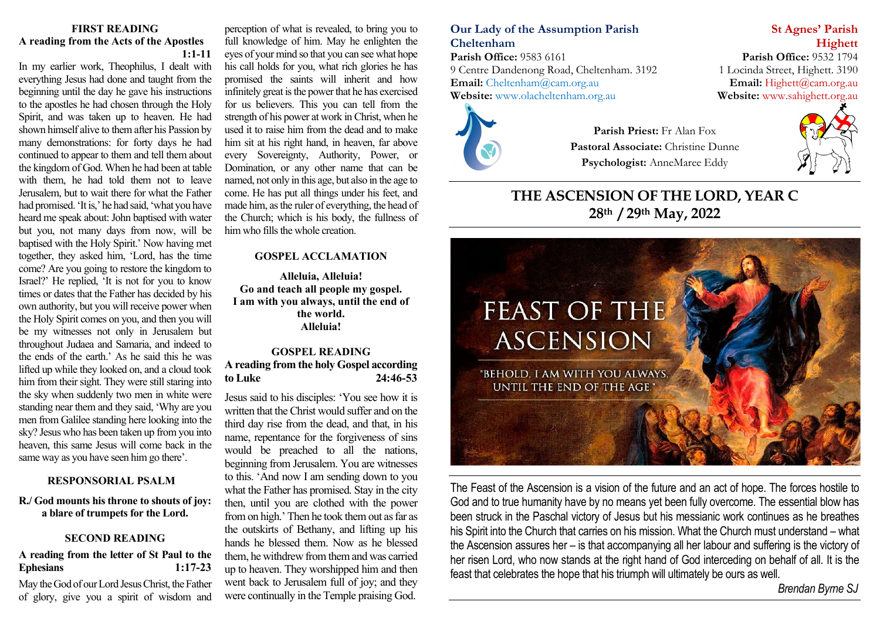## FIRST READING

**A reading from the Acts of the Apostles 1:1-11**

In my earlier work, Theophilus, I dealt with everything Jesus had done and taught from the beginning until the day he gave his instructions to the apostles he had chosen through the Holy Spirit, and was taken up to heaven. He had shown himself alive to them after his Passion by many demonstrations: for forty days he had continued to appear to them and tell them about the kingdom of God. When he had been at table with them, he had told them not to leave Jerusalem, but to wait there for what the Father had promised. 'It is,' he had said, 'what you have heard me speak about: John baptised with water but you, not many days from now, will be baptised with the Holy Spirit.' Now having met together, they asked him, 'Lord, has the time come? Are you going to restore the kingdom to Israel?' He replied, 'It is not for you to know times or dates that the Father has decided by his own authority, but you will receive power when the Holy Spirit comes on you, and then you will be my witnesses not only in Jerusalem but throughout Judaea and Samaria, and indeed to the ends of the earth.' As he said this he was lifted up while they looked on, and a cloud took him from their sight. They were still staring into the sky when suddenly two men in white were standing near them and they said, 'Why are you men from Galilee standing here looking into the sky? Jesus who has been taken up from you into heaven, this same Jesus will come back in the same way as you have seen him go there'.

## RESPONSORIAL PSALM

**R./ God mounts his throne to shouts of joy: a blare of trumpets for the Lord.**

## SECOND READING

**A reading from the letter of St Paul to the Ephesians 1:17-23**

May the God of our Lord Jesus Christ, the Father of glory, give you a spirit of wisdom and perception of what is revealed, to bring you to full knowledge of him. May he enlighten the eyes of your mind so that you can see what hope his call holds for you, what rich glories he has promised the saints will inherit and how infinitely great is the power that he has exercised for us believers. This you can tell from the strength of his power at work in Christ, when he used it to raise him from the dead and to make him sit at his right hand, in heaven, far above every Sovereignty, Authority, Power, or Domination, or any other name that can be named, not only in this age, but also in the age to come. He has put all things under his feet, and made him, as the ruler of everything, the head of the Church; which is his body, the fullness of him who fills the whole creation.

## GOSPEL ACCLAMATION

**Alleluia, Alleluia!**
**Go and teach all people my gospel.**
**I am with you always, until the end of the world.**
**Alleluia!**

## GOSPEL READING

**A reading from the holy Gospel according to Luke 24:46-53**

Jesus said to his disciples: 'You see how it is written that the Christ would suffer and on the third day rise from the dead, and that, in his name, repentance for the forgiveness of sins would be preached to all the nations, beginning from Jerusalem. You are witnesses to this. 'And now I am sending down to you what the Father has promised. Stay in the city then, until you are clothed with the power from on high.' Then he took them out as far as the outskirts of Bethany, and lifting up his hands he blessed them. Now as he blessed them, he withdrew from them and was carried up to heaven. They worshipped him and then went back to Jerusalem full of joy; and they were continually in the Temple praising God.

**Our Lady of the Assumption Parish Cheltenham**
**Parish Office:** 9583 6161
9 Centre Dandenong Road, Cheltenham. 3192
**Email:** Cheltenham@cam.org.au
**Website:** www.olacheltenham.org.au

**St Agnes' Parish Highett**
**Parish Office:** 9532 1794
1 Locinda Street, Highett. 3190
**Email:** Highett@cam.org.au
**Website:** www.sahighett.org.au

**Parish Priest:** Fr Alan Fox
**Pastoral Associate:** Christine Dunne
**Psychologist:** AnneMaree Eddy

# THE ASCENSION OF THE LORD, YEAR C
## 28th / 29th May, 2022

FEAST OF THE ASCENSION

"BEHOLD, I AM WITH YOU ALWAYS, UNTIL THE END OF THE AGE."

The Feast of the Ascension is a vision of the future and an act of hope. The forces hostile to God and to true humanity have by no means yet been fully overcome. The essential blow has been struck in the Paschal victory of Jesus but his messianic work continues as he breathes his Spirit into the Church that carries on his mission. What the Church must understand – what the Ascension assures her – is that accompanying all her labour and suffering is the victory of her risen Lord, who now stands at the right hand of God interceding on behalf of all. It is the feast that celebrates the hope that his triumph will ultimately be ours as well.

*Brendan Byrne SJ*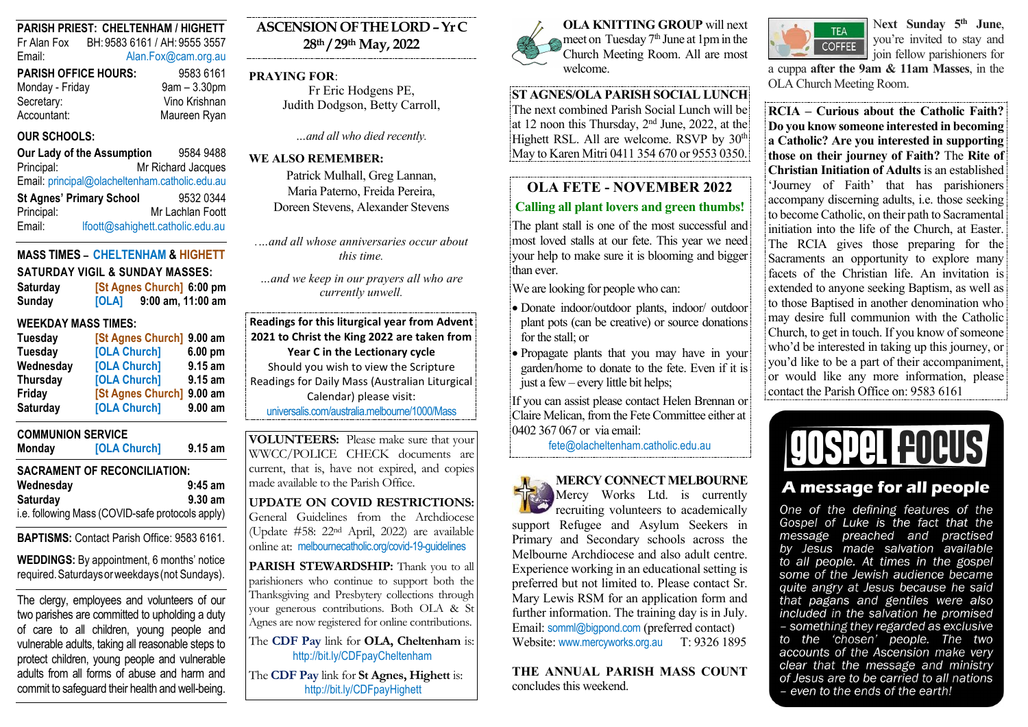## PARISH PRIEST: CHELTENHAM / HIGHETT

| | |
|---|---|
| Fr Alan Fox | BH: 9583 6161 / AH: 9555 3557 |
| Email: | Alan.Fox@cam.org.au |

| | |
|---|---|
| **PARISH OFFICE HOURS:** | 9583 6161 |
| Monday - Friday | 9am – 3.30pm |
| Secretary: | Vino Krishnan |
| Accountant: | Maureen Ryan |

### OUR SCHOOLS:

| | |
|---|---|
| **Our Lady of the Assumption** | 9584 9488 |
| Principal: | Mr Richard Jacques |
| Email: | principal@olacheltenham.catholic.edu.au |
| **St Agnes' Primary School** | 9532 0344 |
| Principal: | Mr Lachlan Foott |
| Email: | lfoott@sahighett.catholic.edu.au |

### MASS TIMES – CHELTENHAM & HIGHETT

**SATURDAY VIGIL & SUNDAY MASSES:**

| | | |
|---|---|---|
| **Saturday** | [St Agnes Church] | 6:00 pm |
| **Sunday** | [OLA] | 9:00 am, 11:00 am |

**WEEKDAY MASS TIMES:**

| | | |
|---|---|---|
| **Tuesday** | [St Agnes Church] | 9.00 am |
| **Tuesday** | [OLA Church] | 6.00 pm |
| **Wednesday** | [OLA Church] | 9.15 am |
| **Thursday** | [OLA Church] | 9.15 am |
| **Friday** | [St Agnes Church] | 9.00 am |
| **Saturday** | [OLA Church] | 9.00 am |

**COMMUNION SERVICE**

| | | |
|---|---|---|
| **Monday** | [OLA Church] | 9.15 am |

**SACRAMENT OF RECONCILIATION:**

| | |
|---|---|
| **Wednesday** | 9:45 am |
| **Saturday** | 9.30 am |

i.e. following Mass (COVID-safe protocols apply)

**BAPTISMS:** Contact Parish Office: 9583 6161.

**WEDDINGS:** By appointment, 6 months' notice required. Saturdays or weekdays (not Sundays).

The clergy, employees and volunteers of our two parishes are committed to upholding a duty of care to all children, young people and vulnerable adults, taking all reasonable steps to protect children, young people and vulnerable adults from all forms of abuse and harm and commit to safeguard their health and well-being.

## ASCENSION OF THE LORD – Yr C
## 28th / 29th May, 2022

**PRAYING FOR**:
Fr Eric Hodgens PE,
Judith Dodgson, Betty Carroll,

*...and all who died recently.*

**WE ALSO REMEMBER:**
Patrick Mulhall, Greg Lannan,
Maria Paterno, Freida Pereira,
Doreen Stevens, Alexander Stevens

*….and all whose anniversaries occur about this time.*

*...and we keep in our prayers all who are currently unwell.*

**Readings for this liturgical year from Advent 2021 to Christ the King 2022 are taken from Year C in the Lectionary cycle**
Should you wish to view the Scripture Readings for Daily Mass (Australian Liturgical Calendar) please visit:
universalis.com/australia.melbourne/1000/Mass

**VOLUNTEERS:** Please make sure that your WWCC/POLICE CHECK documents are current, that is, have not expired, and copies made available to the Parish Office.

**UPDATE ON COVID RESTRICTIONS:** General Guidelines from the Archdiocese (Update #58: 22nd April, 2022) are available online at: melbournecatholic.org/covid-19-guidelines

**PARISH STEWARDSHIP:** Thank you to all parishioners who continue to support both the Thanksgiving and Presbytery collections through your generous contributions. Both OLA & St Agnes are now registered for online contributions.

The **CDF Pay** link for **OLA, Cheltenham** is:
http://bit.ly/CDFpayCheltenham

The **CDF Pay** link for **St Agnes, Highett** is:
http://bit.ly/CDFpayHighett

**OLA KNITTING GROUP** will next meet on Tuesday 7th June at 1pm in the Church Meeting Room. All are most welcome.

**ST AGNES/OLA PARISH SOCIAL LUNCH**
The next combined Parish Social Lunch will be at 12 noon this Thursday, 2nd June, 2022, at the Highett RSL. All are welcome. RSVP by 30th May to Karen Mitri 0411 354 670 or 9553 0350.

## OLA FETE - NOVEMBER 2022
### Calling all plant lovers and green thumbs!

The plant stall is one of the most successful and most loved stalls at our fete. This year we need your help to make sure it is blooming and bigger than ever.

We are looking for people who can:

- Donate indoor/outdoor plants, indoor/ outdoor plant pots (can be creative) or source donations for the stall; or
- Propagate plants that you may have in your garden/home to donate to the fete. Even if it is just a few – every little bit helps;

If you can assist please contact Helen Brennan or Claire Melican, from the Fete Committee either at 0402 367 067 or via email:
fete@olacheltenham.catholic.edu.au

**MERCY CONNECT MELBOURNE**
Mercy Works Ltd. is currently recruiting volunteers to academically support Refugee and Asylum Seekers in Primary and Secondary schools across the Melbourne Archdiocese and also adult centre. Experience working in an educational setting is preferred but not limited to. Please contact Sr. Mary Lewis RSM for an application form and further information. The training day is in July.
Email: somml@bigpond.com (preferred contact)
Website: www.mercyworks.org.au T: 9326 1895

**THE ANNUAL PARISH MASS COUNT** concludes this weekend.

**Next Sunday 5th June**, you're invited to stay and join fellow parishioners for a cuppa **after the 9am & 11am Masses**, in the OLA Church Meeting Room.

**RCIA – Curious about the Catholic Faith? Do you know someone interested in becoming a Catholic? Are you interested in supporting those on their journey of Faith?** The **Rite of Christian Initiation of Adults** is an established 'Journey of Faith' that has parishioners accompany discerning adults, i.e. those seeking to become Catholic, on their path to Sacramental initiation into the life of the Church, at Easter. The RCIA gives those preparing for the Sacraments an opportunity to explore many facets of the Christian life. An invitation is extended to anyone seeking Baptism, as well as to those Baptised in another denomination who may desire full communion with the Catholic Church, to get in touch. If you know of someone who'd be interested in taking up this journey, or you'd like to be a part of their accompaniment, or would like any more information, please contact the Parish Office on: 9583 6161

## gospel FOCUS
### A message for all people

*One of the defining features of the Gospel of Luke is the fact that the message preached and practised by Jesus made salvation available to all people. At times in the gospel some of the Jewish audience became quite angry at Jesus because he said that pagans and gentiles were also included in the salvation he promised – something they regarded as exclusive to the 'chosen' people. The two accounts of the Ascension make very clear that the message and ministry of Jesus are to be carried to all nations – even to the ends of the earth!*